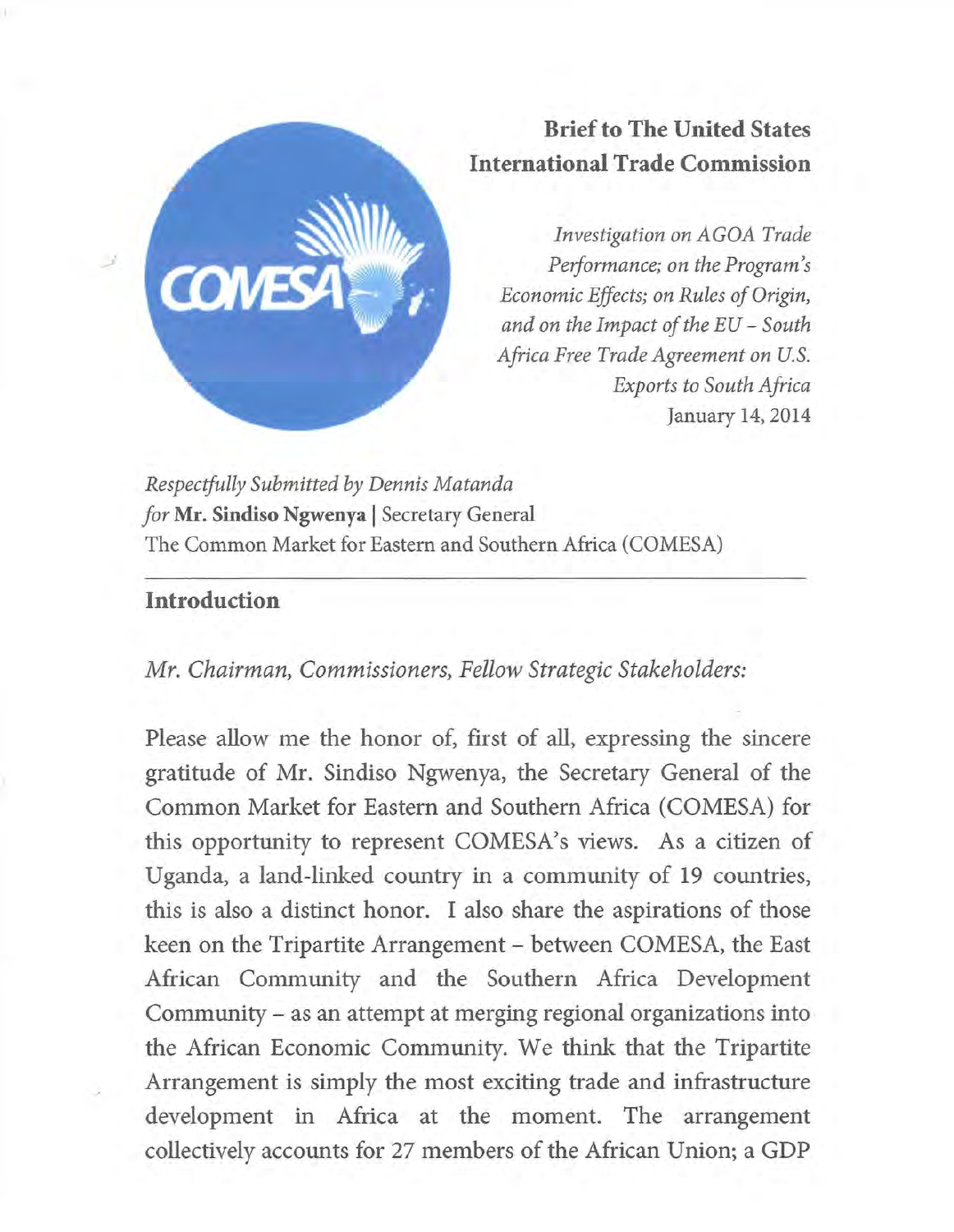# Brief to The United States International Trade Commission

*Investigation on AGOA Trade Performance; on the Program's Economic Effects; on Rules of Origin, and on the Impact of the EU – South Africa Free Trade Agreement on U.S. Exports to South Africa*
January 14, 2014

*Respectfully Submitted by Dennis Matanda*
*for* **Mr. Sindiso Ngwenya** | Secretary General
The Common Market for Eastern and Southern Africa (COMESA)

---

## Introduction

*Mr. Chairman, Commissioners, Fellow Strategic Stakeholders:*

Please allow me the honor of, first of all, expressing the sincere gratitude of Mr. Sindiso Ngwenya, the Secretary General of the Common Market for Eastern and Southern Africa (COMESA) for this opportunity to represent COMESA's views. As a citizen of Uganda, a land-linked country in a community of 19 countries, this is also a distinct honor. I also share the aspirations of those keen on the Tripartite Arrangement – between COMESA, the East African Community and the Southern Africa Development Community – as an attempt at merging regional organizations into the African Economic Community. We think that the Tripartite Arrangement is simply the most exciting trade and infrastructure development in Africa at the moment. The arrangement collectively accounts for 27 members of the African Union; a GDP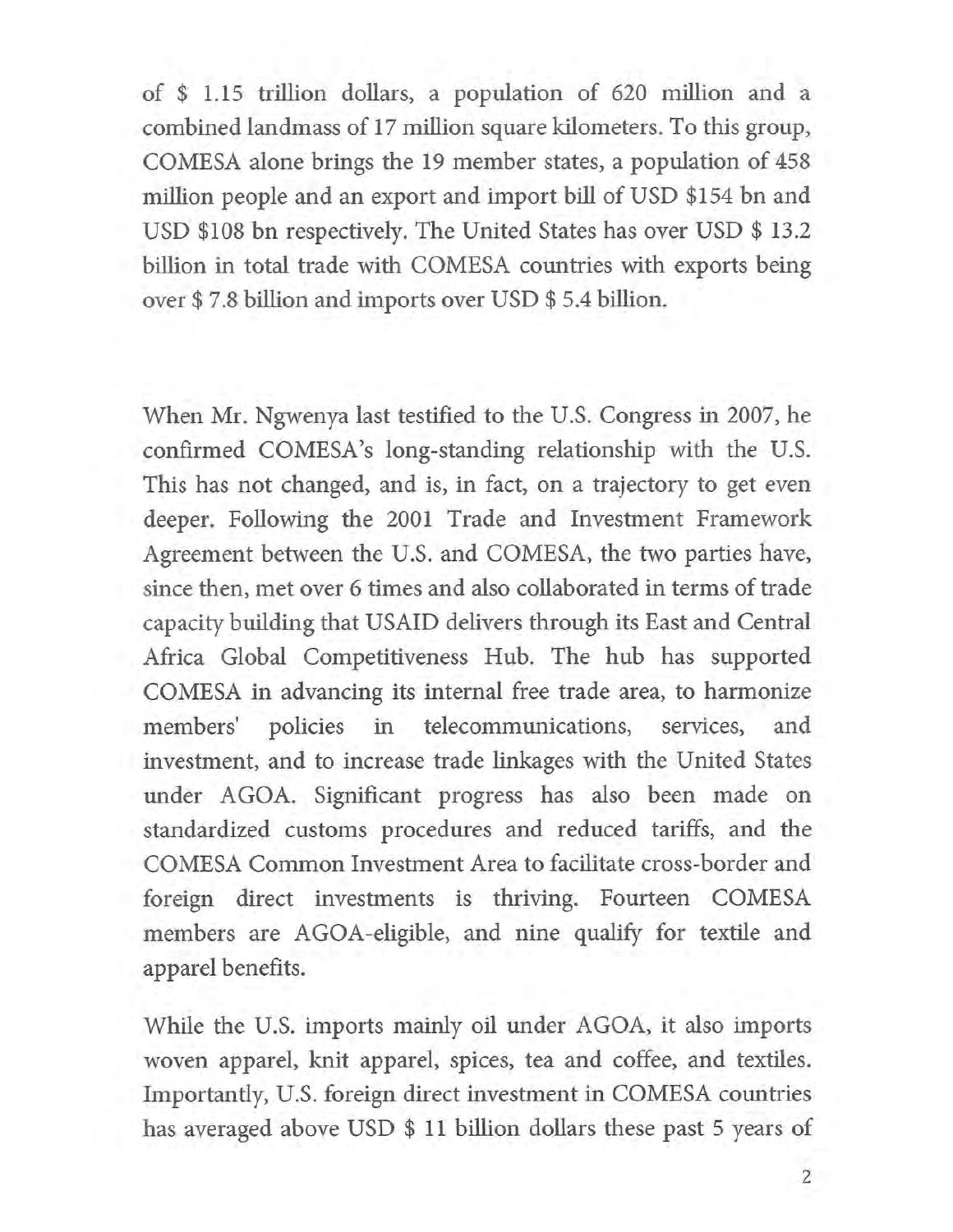of $ 1.15 trillion dollars, a population of 620 million and a combined landmass of 17 million square kilometers. To this group, COMESA alone brings the 19 member states, a population of 458 million people and an export and import bill of USD $154 bn and USD $108 bn respectively. The United States has over USD $ 13.2 billion in total trade with COMESA countries with exports being over $ 7.8 billion and imports over USD $ 5.4 billion.

When Mr. Ngwenya last testified to the U.S. Congress in 2007, he confirmed COMESA's long-standing relationship with the U.S. This has not changed, and is, in fact, on a trajectory to get even deeper. Following the 2001 Trade and Investment Framework Agreement between the U.S. and COMESA, the two parties have, since then, met over 6 times and also collaborated in terms of trade capacity building that USAID delivers through its East and Central Africa Global Competitiveness Hub. The hub has supported COMESA in advancing its internal free trade area, to harmonize members' policies in telecommunications, services, and investment, and to increase trade linkages with the United States under AGOA. Significant progress has also been made on standardized customs procedures and reduced tariffs, and the COMESA Common Investment Area to facilitate cross-border and foreign direct investments is thriving. Fourteen COMESA members are AGOA-eligible, and nine qualify for textile and apparel benefits.

While the U.S. imports mainly oil under AGOA, it also imports woven apparel, knit apparel, spices, tea and coffee, and textiles. Importantly, U.S. foreign direct investment in COMESA countries has averaged above USD $ 11 billion dollars these past 5 years of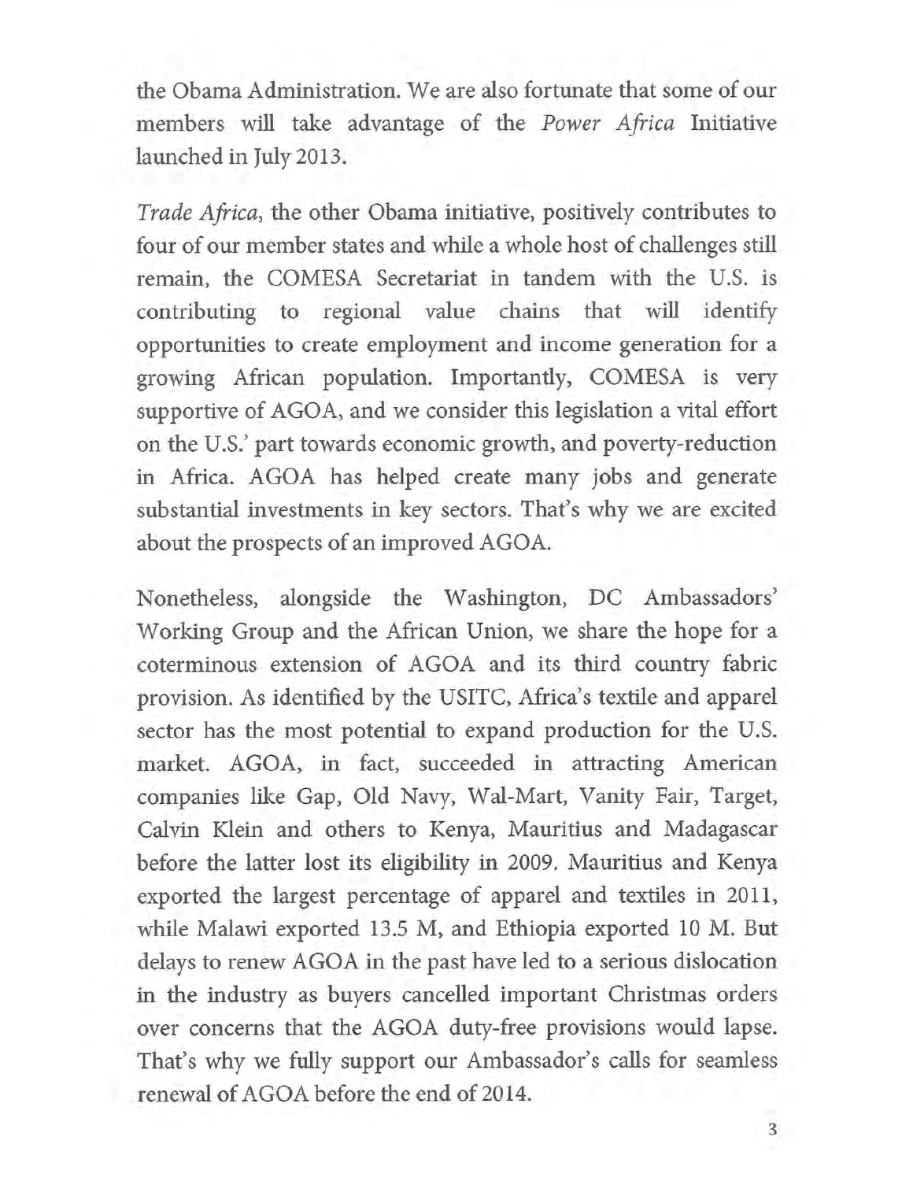the Obama Administration. We are also fortunate that some of our members will take advantage of the *Power Africa* Initiative launched in July 2013.

*Trade Africa*, the other Obama initiative, positively contributes to four of our member states and while a whole host of challenges still remain, the COMESA Secretariat in tandem with the U.S. is contributing to regional value chains that will identify opportunities to create employment and income generation for a growing African population. Importantly, COMESA is very supportive of AGOA, and we consider this legislation a vital effort on the U.S.' part towards economic growth, and poverty-reduction in Africa. AGOA has helped create many jobs and generate substantial investments in key sectors. That's why we are excited about the prospects of an improved AGOA.

Nonetheless, alongside the Washington, DC Ambassadors' Working Group and the African Union, we share the hope for a coterminous extension of AGOA and its third country fabric provision. As identified by the USITC, Africa's textile and apparel sector has the most potential to expand production for the U.S. market. AGOA, in fact, succeeded in attracting American companies like Gap, Old Navy, Wal-Mart, Vanity Fair, Target, Calvin Klein and others to Kenya, Mauritius and Madagascar before the latter lost its eligibility in 2009. Mauritius and Kenya exported the largest percentage of apparel and textiles in 2011, while Malawi exported 13.5 M, and Ethiopia exported 10 M. But delays to renew AGOA in the past have led to a serious dislocation in the industry as buyers cancelled important Christmas orders over concerns that the AGOA duty-free provisions would lapse. That's why we fully support our Ambassador's calls for seamless renewal of AGOA before the end of 2014.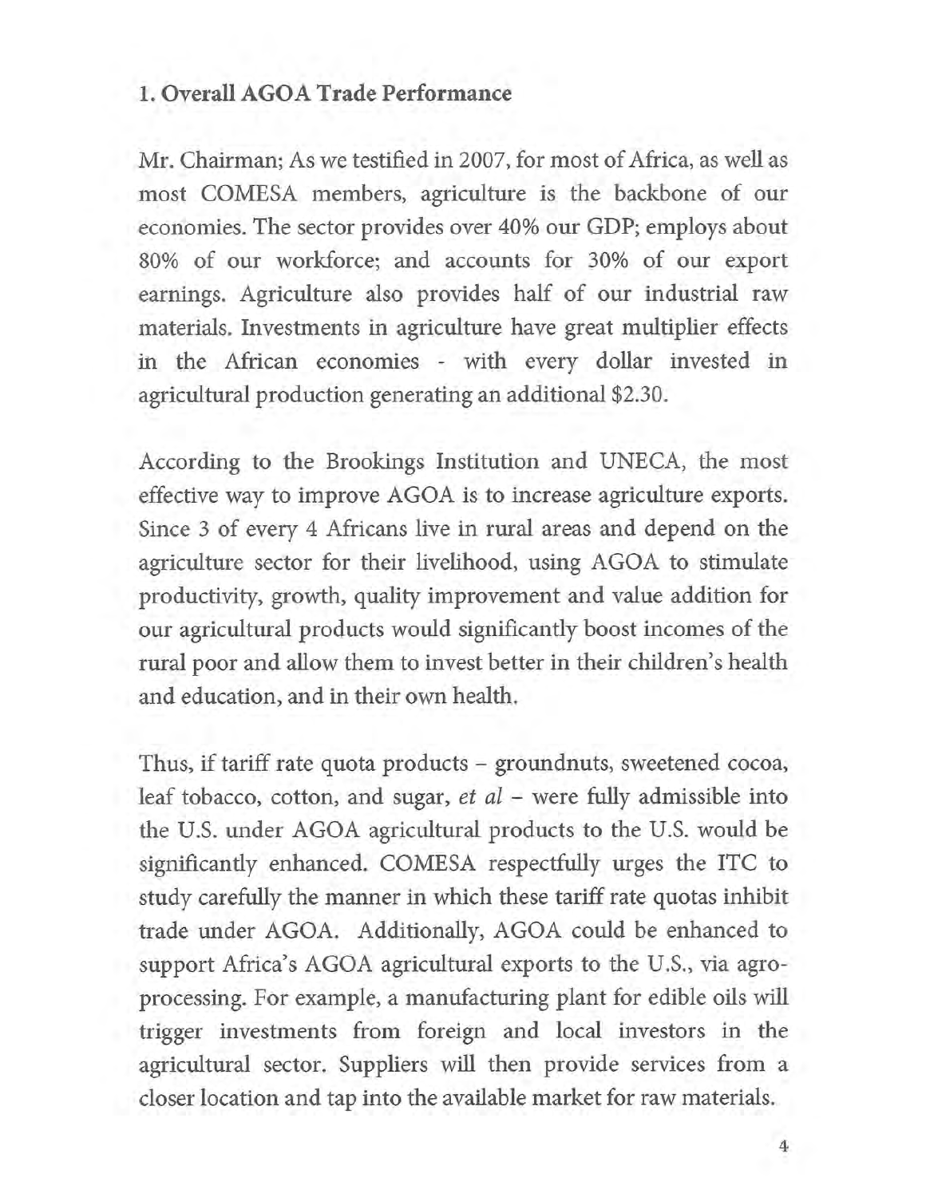## 1. Overall AGOA Trade Performance

Mr. Chairman; As we testified in 2007, for most of Africa, as well as most COMESA members, agriculture is the backbone of our economies. The sector provides over 40% our GDP; employs about 80% of our workforce; and accounts for 30% of our export earnings. Agriculture also provides half of our industrial raw materials. Investments in agriculture have great multiplier effects in the African economies - with every dollar invested in agricultural production generating an additional $2.30.

According to the Brookings Institution and UNECA, the most effective way to improve AGOA is to increase agriculture exports. Since 3 of every 4 Africans live in rural areas and depend on the agriculture sector for their livelihood, using AGOA to stimulate productivity, growth, quality improvement and value addition for our agricultural products would significantly boost incomes of the rural poor and allow them to invest better in their children's health and education, and in their own health.

Thus, if tariff rate quota products – groundnuts, sweetened cocoa, leaf tobacco, cotton, and sugar, *et al* – were fully admissible into the U.S. under AGOA agricultural products to the U.S. would be significantly enhanced. COMESA respectfully urges the ITC to study carefully the manner in which these tariff rate quotas inhibit trade under AGOA. Additionally, AGOA could be enhanced to support Africa's AGOA agricultural exports to the U.S., via agro-processing. For example, a manufacturing plant for edible oils will trigger investments from foreign and local investors in the agricultural sector. Suppliers will then provide services from a closer location and tap into the available market for raw materials.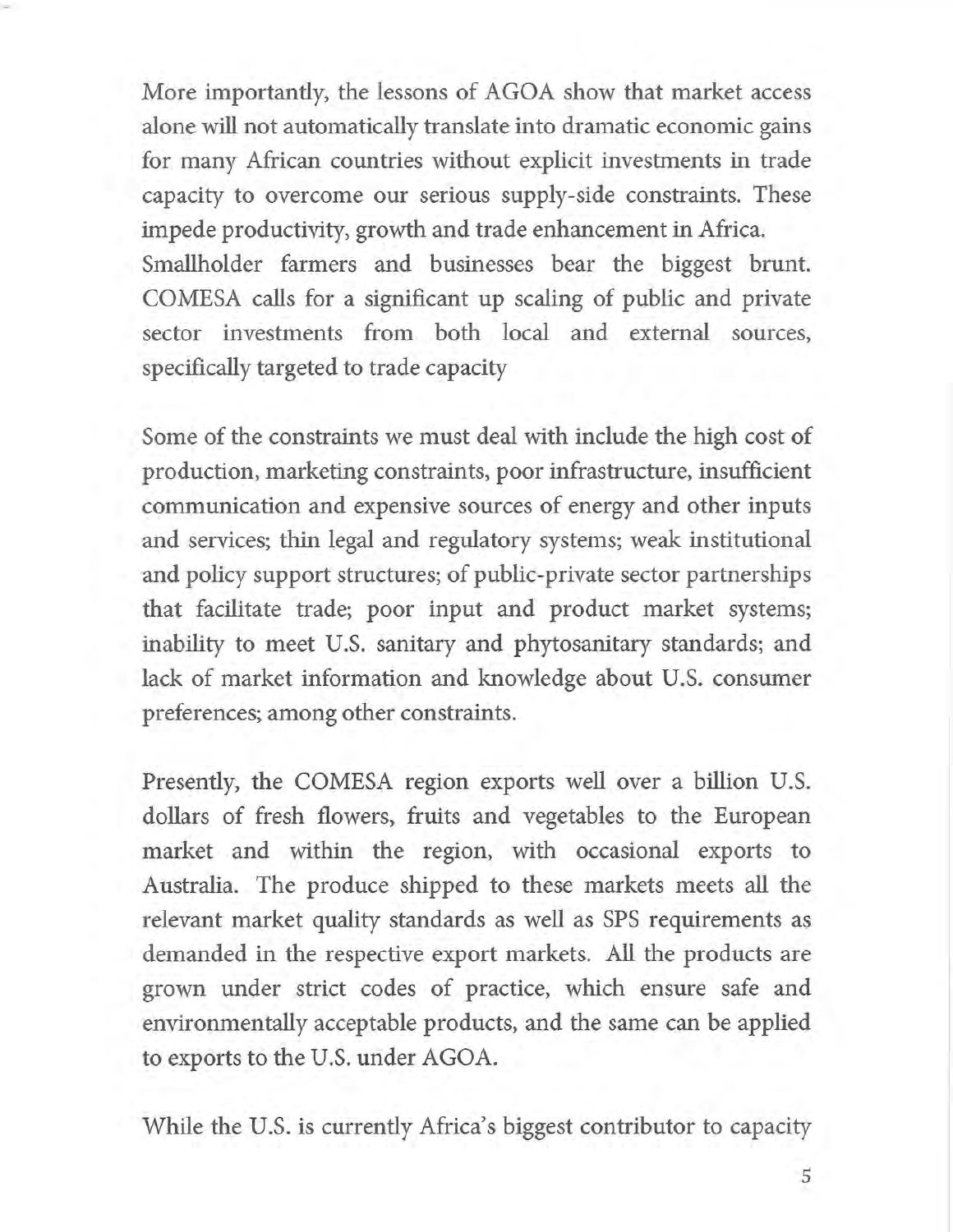More importantly, the lessons of AGOA show that market access alone will not automatically translate into dramatic economic gains for many African countries without explicit investments in trade capacity to overcome our serious supply-side constraints. These impede productivity, growth and trade enhancement in Africa. Smallholder farmers and businesses bear the biggest brunt. COMESA calls for a significant up scaling of public and private sector investments from both local and external sources, specifically targeted to trade capacity

Some of the constraints we must deal with include the high cost of production, marketing constraints, poor infrastructure, insufficient communication and expensive sources of energy and other inputs and services; thin legal and regulatory systems; weak institutional and policy support structures; of public-private sector partnerships that facilitate trade; poor input and product market systems; inability to meet U.S. sanitary and phytosanitary standards; and lack of market information and knowledge about U.S. consumer preferences; among other constraints.

Presently, the COMESA region exports well over a billion U.S. dollars of fresh flowers, fruits and vegetables to the European market and within the region, with occasional exports to Australia. The produce shipped to these markets meets all the relevant market quality standards as well as SPS requirements as demanded in the respective export markets. All the products are grown under strict codes of practice, which ensure safe and environmentally acceptable products, and the same can be applied to exports to the U.S. under AGOA.

While the U.S. is currently Africa's biggest contributor to capacity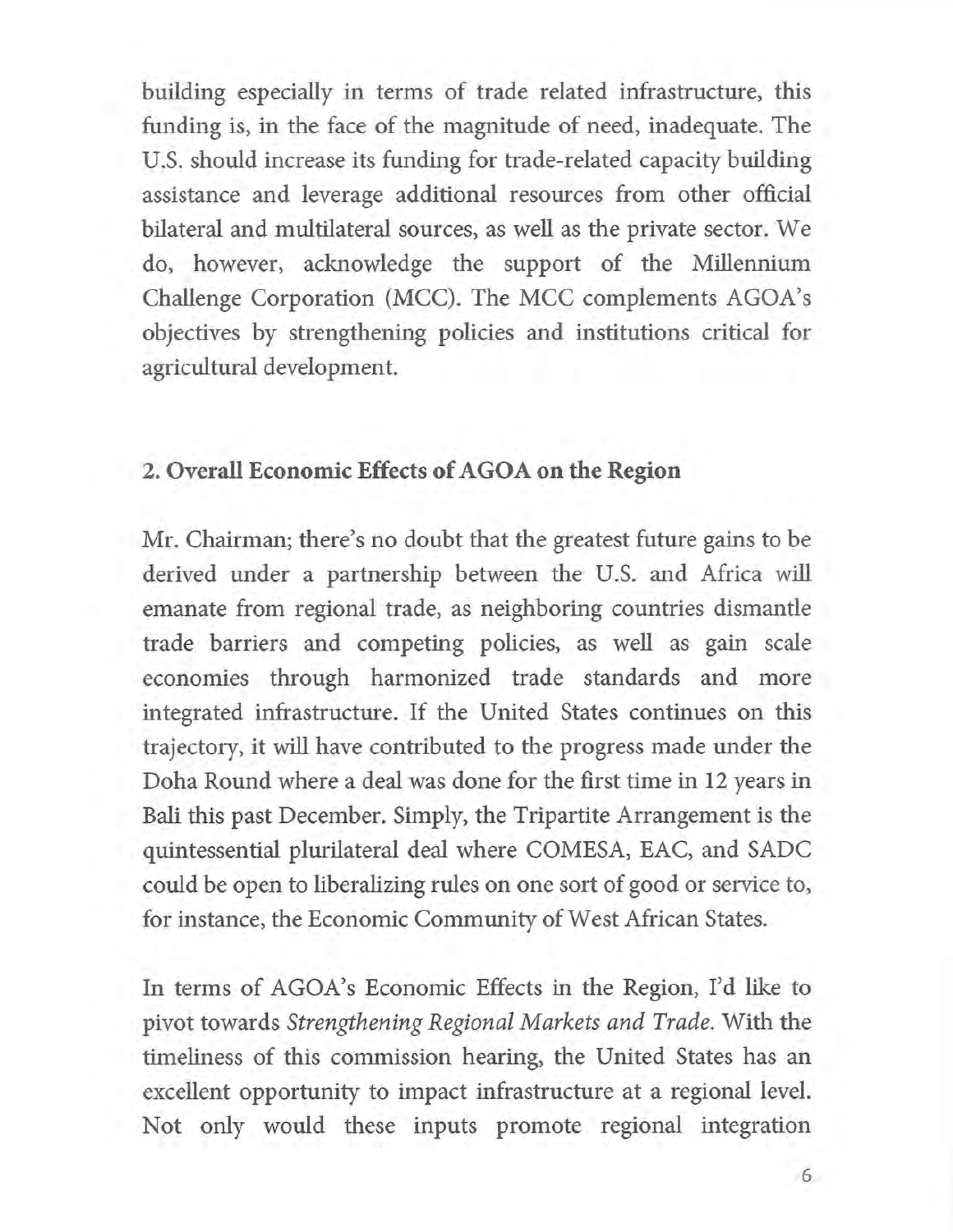building especially in terms of trade related infrastructure, this funding is, in the face of the magnitude of need, inadequate. The U.S. should increase its funding for trade-related capacity building assistance and leverage additional resources from other official bilateral and multilateral sources, as well as the private sector. We do, however, acknowledge the support of the Millennium Challenge Corporation (MCC). The MCC complements AGOA's objectives by strengthening policies and institutions critical for agricultural development.

## 2. Overall Economic Effects of AGOA on the Region

Mr. Chairman; there's no doubt that the greatest future gains to be derived under a partnership between the U.S. and Africa will emanate from regional trade, as neighboring countries dismantle trade barriers and competing policies, as well as gain scale economies through harmonized trade standards and more integrated infrastructure. If the United States continues on this trajectory, it will have contributed to the progress made under the Doha Round where a deal was done for the first time in 12 years in Bali this past December. Simply, the Tripartite Arrangement is the quintessential plurilateral deal where COMESA, EAC, and SADC could be open to liberalizing rules on one sort of good or service to, for instance, the Economic Community of West African States.

In terms of AGOA's Economic Effects in the Region, I'd like to pivot towards *Strengthening Regional Markets and Trade*. With the timeliness of this commission hearing, the United States has an excellent opportunity to impact infrastructure at a regional level. Not only would these inputs promote regional integration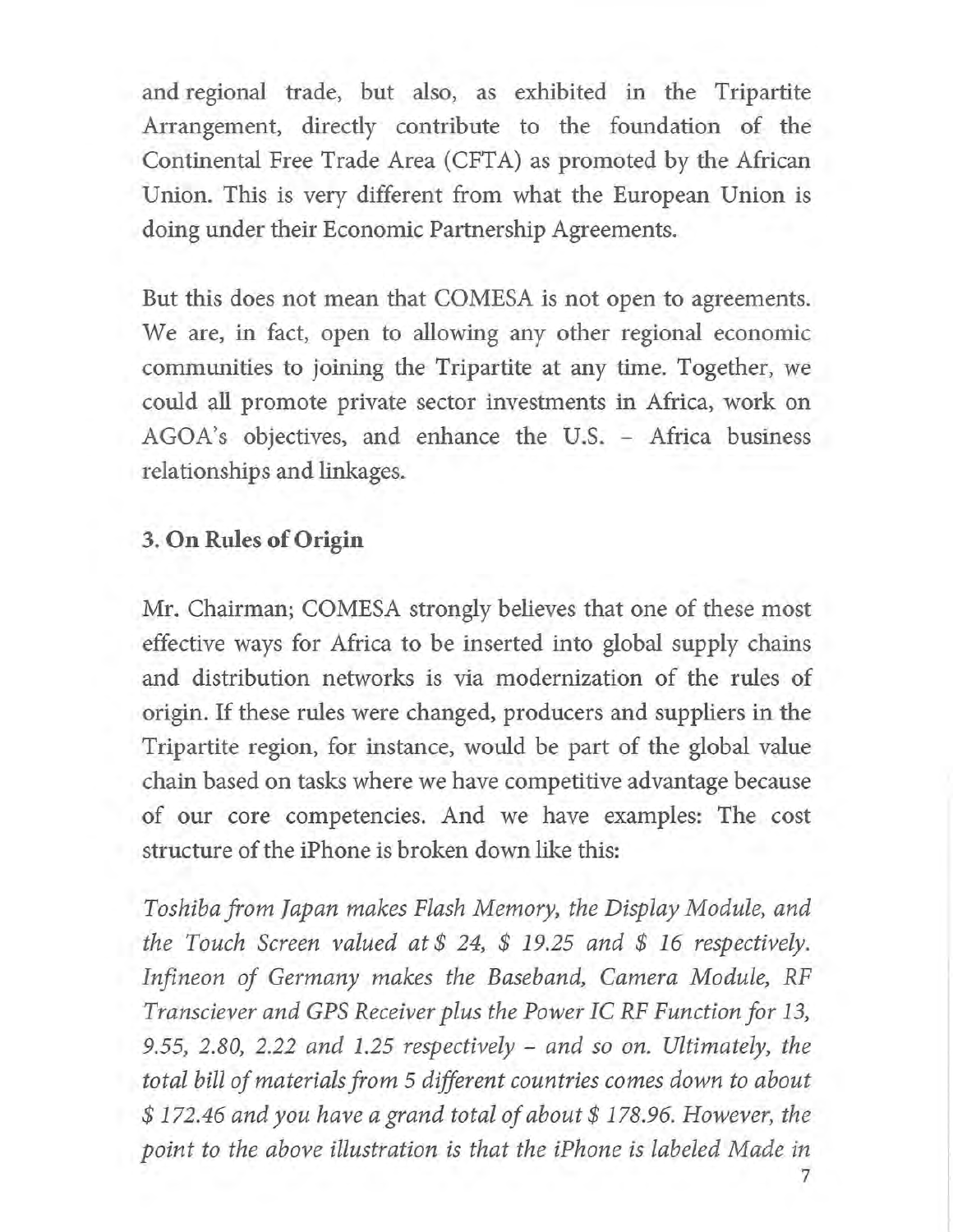and regional trade, but also, as exhibited in the Tripartite Arrangement, directly contribute to the foundation of the Continental Free Trade Area (CFTA) as promoted by the African Union. This is very different from what the European Union is doing under their Economic Partnership Agreements.

But this does not mean that COMESA is not open to agreements. We are, in fact, open to allowing any other regional economic communities to joining the Tripartite at any time. Together, we could all promote private sector investments in Africa, work on AGOA's objectives, and enhance the U.S. – Africa business relationships and linkages.

### 3. On Rules of Origin

Mr. Chairman; COMESA strongly believes that one of these most effective ways for Africa to be inserted into global supply chains and distribution networks is via modernization of the rules of origin. If these rules were changed, producers and suppliers in the Tripartite region, for instance, would be part of the global value chain based on tasks where we have competitive advantage because of our core competencies. And we have examples: The cost structure of the iPhone is broken down like this:

*Toshiba from Japan makes Flash Memory, the Display Module, and the Touch Screen valued at $ 24, $ 19.25 and $ 16 respectively. Infineon of Germany makes the Baseband, Camera Module, RF Transciever and GPS Receiver plus the Power IC RF Function for 13, 9.55, 2.80, 2.22 and 1.25 respectively – and so on. Ultimately, the total bill of materials from 5 different countries comes down to about $ 172.46 and you have a grand total of about $ 178.96. However, the point to the above illustration is that the iPhone is labeled Made in*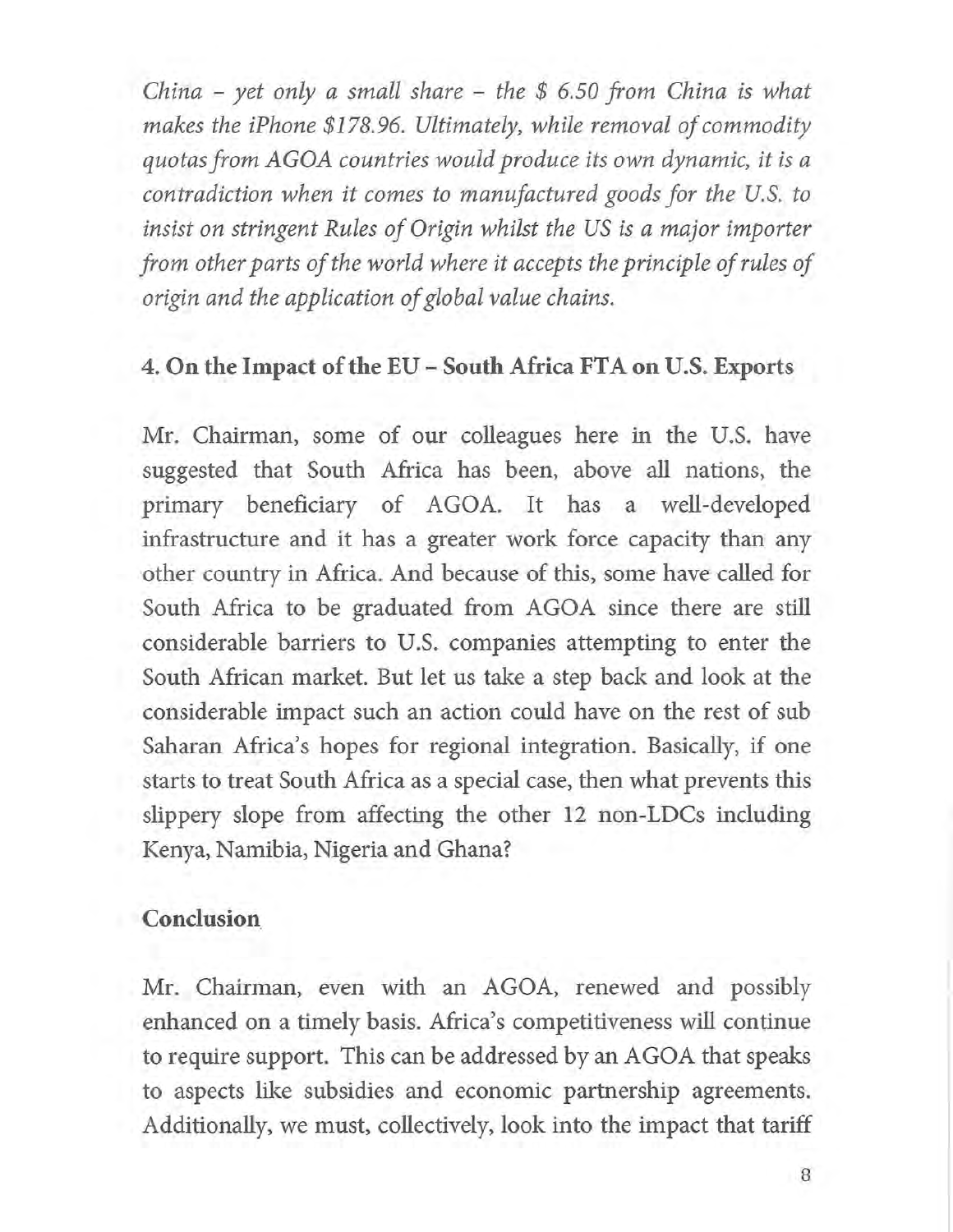*China – yet only a small share – the $ 6.50 from China is what makes the iPhone $178.96. Ultimately, while removal of commodity quotas from AGOA countries would produce its own dynamic, it is a contradiction when it comes to manufactured goods for the U.S. to insist on stringent Rules of Origin whilst the US is a major importer from other parts of the world where it accepts the principle of rules of origin and the application of global value chains.*

## 4. On the Impact of the EU – South Africa FTA on U.S. Exports

Mr. Chairman, some of our colleagues here in the U.S. have suggested that South Africa has been, above all nations, the primary beneficiary of AGOA. It has a well-developed infrastructure and it has a greater work force capacity than any other country in Africa. And because of this, some have called for South Africa to be graduated from AGOA since there are still considerable barriers to U.S. companies attempting to enter the South African market. But let us take a step back and look at the considerable impact such an action could have on the rest of sub Saharan Africa's hopes for regional integration. Basically, if one starts to treat South Africa as a special case, then what prevents this slippery slope from affecting the other 12 non-LDCs including Kenya, Namibia, Nigeria and Ghana?

## Conclusion

Mr. Chairman, even with an AGOA, renewed and possibly enhanced on a timely basis. Africa's competitiveness will continue to require support. This can be addressed by an AGOA that speaks to aspects like subsidies and economic partnership agreements. Additionally, we must, collectively, look into the impact that tariff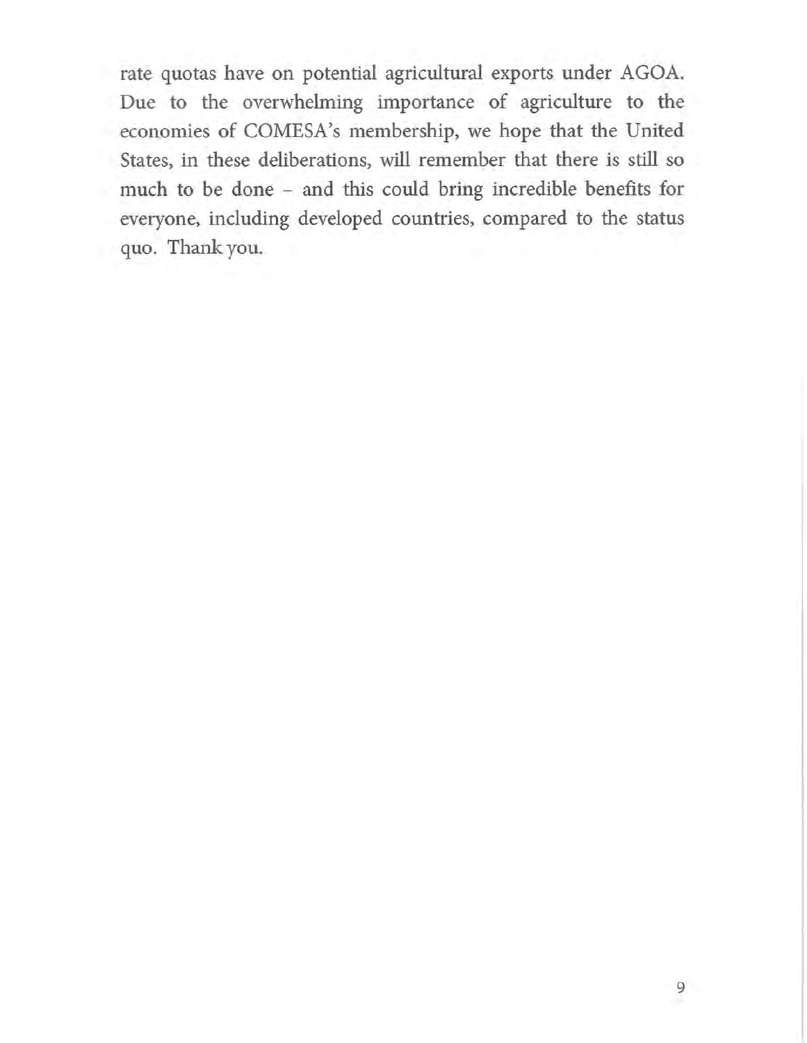rate quotas have on potential agricultural exports under AGOA. Due to the overwhelming importance of agriculture to the economies of COMESA's membership, we hope that the United States, in these deliberations, will remember that there is still so much to be done – and this could bring incredible benefits for everyone, including developed countries, compared to the status quo. Thank you.